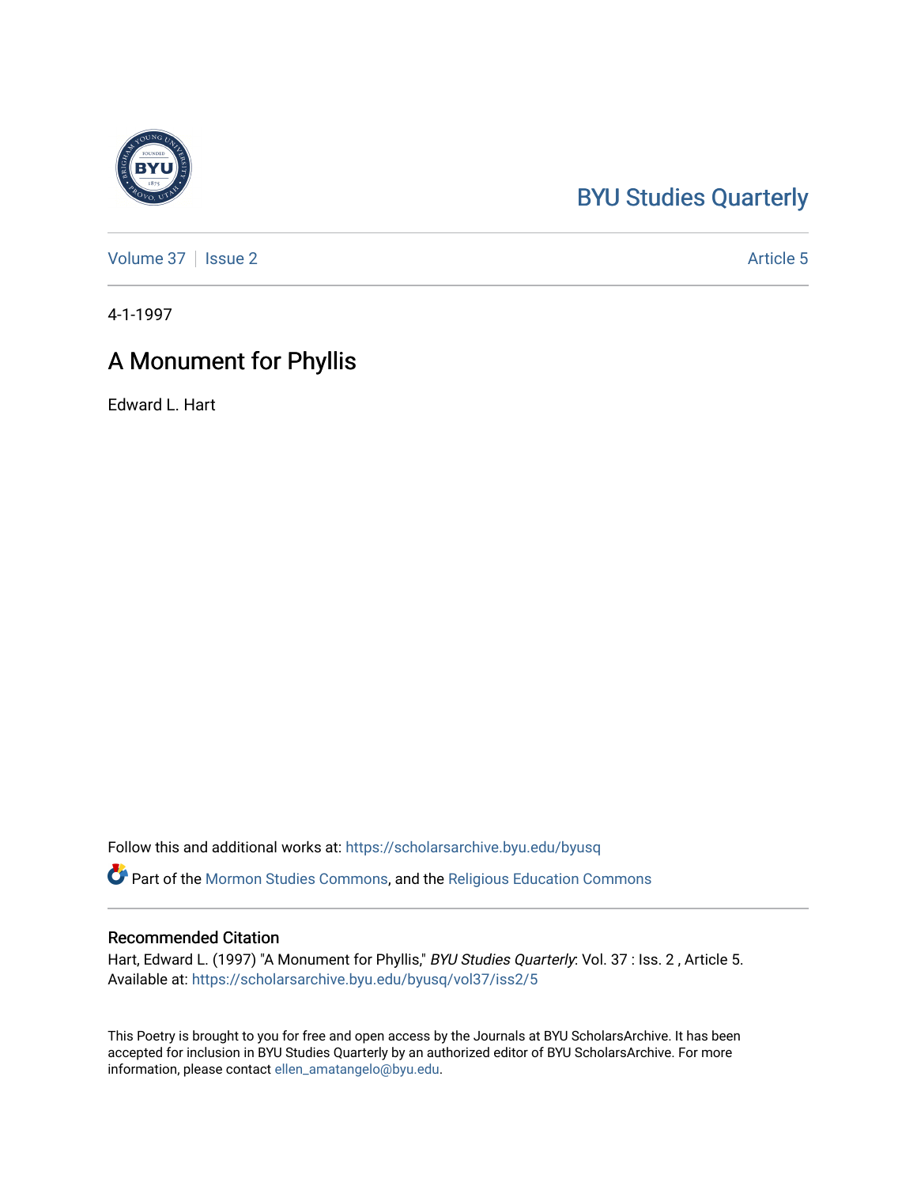BYU Studies Quarterly

Volume 37 | Issue 2 | Article 5

4-1-1997

# A Monument for Phyllis

Edward L. Hart

Follow this and additional works at: https://scholarsarchive.byu.edu/byusq

Part of the Mormon Studies Commons, and the Religious Education Commons

## Recommended Citation

Hart, Edward L. (1997) "A Monument for Phyllis," *BYU Studies Quarterly*: Vol. 37 : Iss. 2 , Article 5.
Available at: https://scholarsarchive.byu.edu/byusq/vol37/iss2/5

This Poetry is brought to you for free and open access by the Journals at BYU ScholarsArchive. It has been accepted for inclusion in BYU Studies Quarterly by an authorized editor of BYU ScholarsArchive. For more information, please contact ellen_amatangelo@byu.edu.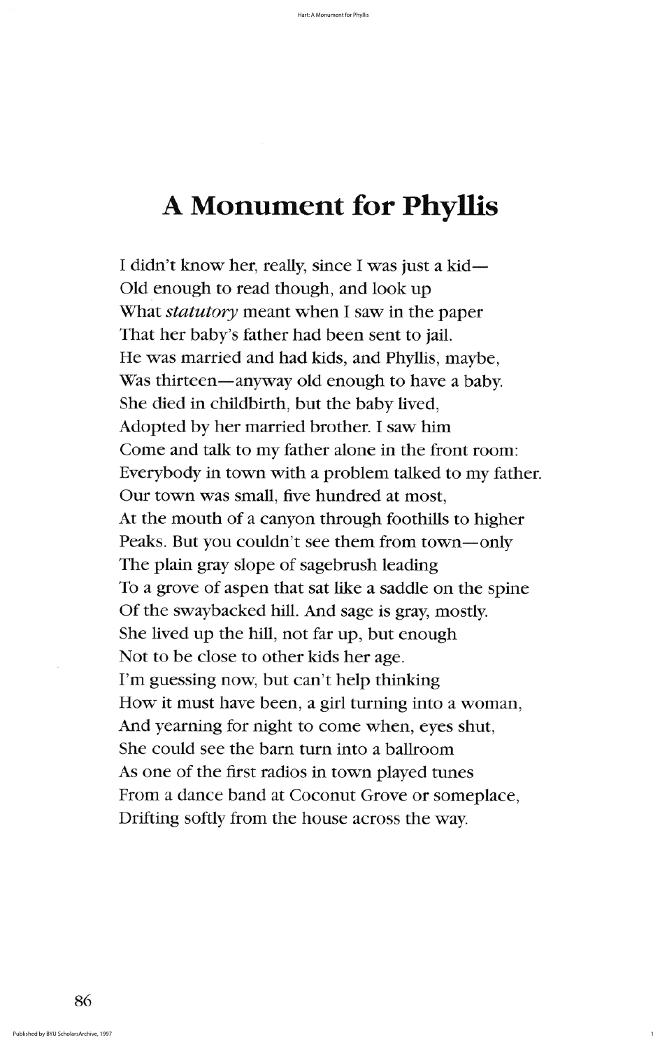# A Monument for Phyllis

I didn't know her, really, since I was just a kid—  
Old enough to read though, and look up  
What *statutory* meant when I saw in the paper  
That her baby's father had been sent to jail.  
He was married and had kids, and Phyllis, maybe,  
Was thirteen—anyway old enough to have a baby.  
She died in childbirth, but the baby lived,  
Adopted by her married brother. I saw him  
Come and talk to my father alone in the front room:  
Everybody in town with a problem talked to my father.  
Our town was small, five hundred at most,  
At the mouth of a canyon through foothills to higher  
Peaks. But you couldn't see them from town—only  
The plain gray slope of sagebrush leading  
To a grove of aspen that sat like a saddle on the spine  
Of the swaybacked hill. And sage is gray, mostly.  
She lived up the hill, not far up, but enough  
Not to be close to other kids her age.  
I'm guessing now, but can't help thinking  
How it must have been, a girl turning into a woman,  
And yearning for night to come when, eyes shut,  
She could see the barn turn into a ballroom  
As one of the first radios in town played tunes  
From a dance band at Coconut Grove or someplace,  
Drifting softly from the house across the way.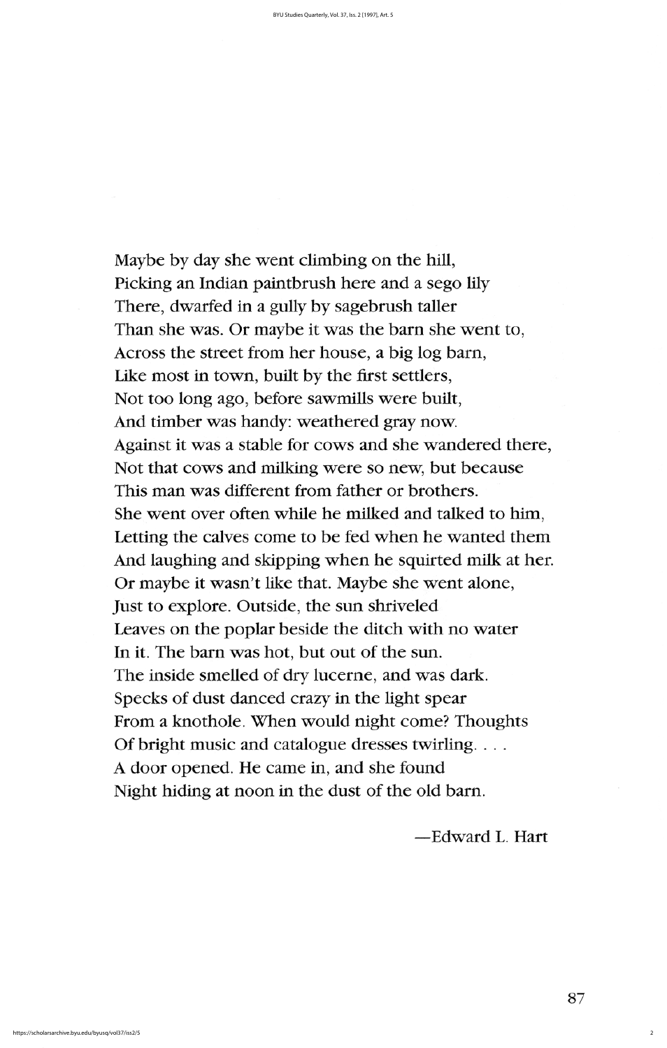Maybe by day she went climbing on the hill,  
Picking an Indian paintbrush here and a sego lily  
There, dwarfed in a gully by sagebrush taller  
Than she was. Or maybe it was the barn she went to,  
Across the street from her house, a big log barn,  
Like most in town, built by the first settlers,  
Not too long ago, before sawmills were built,  
And timber was handy: weathered gray now.  
Against it was a stable for cows and she wandered there,  
Not that cows and milking were so new, but because  
This man was different from father or brothers.  
She went over often while he milked and talked to him,  
Letting the calves come to be fed when he wanted them  
And laughing and skipping when he squirted milk at her.  
Or maybe it wasn't like that. Maybe she went alone,  
Just to explore. Outside, the sun shriveled  
Leaves on the poplar beside the ditch with no water  
In it. The barn was hot, but out of the sun.  
The inside smelled of dry lucerne, and was dark.  
Specks of dust danced crazy in the light spear  
From a knothole. When would night come? Thoughts  
Of bright music and catalogue dresses twirling. . . .  
A door opened. He came in, and she found  
Night hiding at noon in the dust of the old barn.

—Edward L. Hart